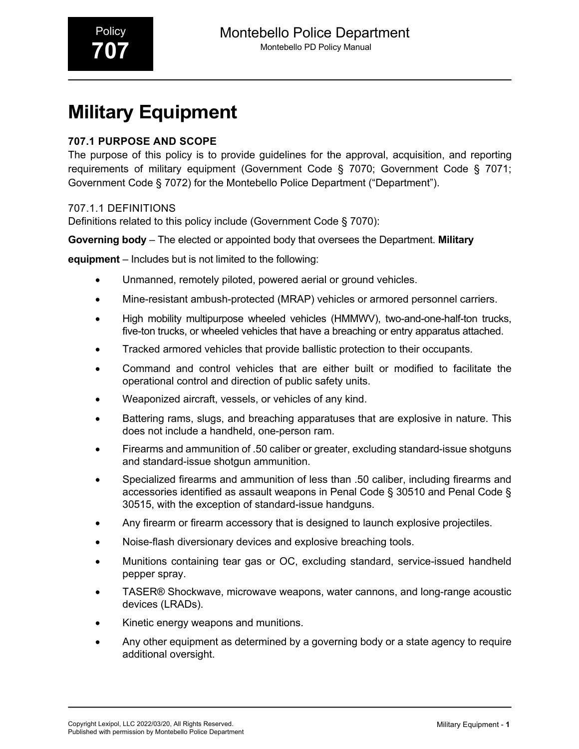# Military Equipment

## 707.1 PURPOSE AND SCOPE

The purpose of this policy is to provide guidelines for the approval, acquisition, and reporting requirements of military equipment (Government Code § 7070; Government Code § 7071; Government Code § 7072) for the Montebello Police Department ("Department").

### 707.1.1 DEFINITIONS

Definitions related to this policy include (Government Code § 7070):

**Governing body** – The elected or appointed body that oversees the Department.

**Military equipment** – Includes but is not limited to the following:

- Unmanned, remotely piloted, powered aerial or ground vehicles.
- Mine-resistant ambush-protected (MRAP) vehicles or armored personnel carriers.
- High mobility multipurpose wheeled vehicles (HMMWV), two-and-one-half-ton trucks, five-ton trucks, or wheeled vehicles that have a breaching or entry apparatus attached.
- Tracked armored vehicles that provide ballistic protection to their occupants.
- Command and control vehicles that are either built or modified to facilitate the operational control and direction of public safety units.
- Weaponized aircraft, vessels, or vehicles of any kind.
- Battering rams, slugs, and breaching apparatuses that are explosive in nature. This does not include a handheld, one-person ram.
- Firearms and ammunition of .50 caliber or greater, excluding standard-issue shotguns and standard-issue shotgun ammunition.
- Specialized firearms and ammunition of less than .50 caliber, including firearms and accessories identified as assault weapons in Penal Code § 30510 and Penal Code § 30515, with the exception of standard-issue handguns.
- Any firearm or firearm accessory that is designed to launch explosive projectiles.
- Noise-flash diversionary devices and explosive breaching tools.
- Munitions containing tear gas or OC, excluding standard, service-issued handheld pepper spray.
- TASER® Shockwave, microwave weapons, water cannons, and long-range acoustic devices (LRADs).
- Kinetic energy weapons and munitions.
- Any other equipment as determined by a governing body or a state agency to require additional oversight.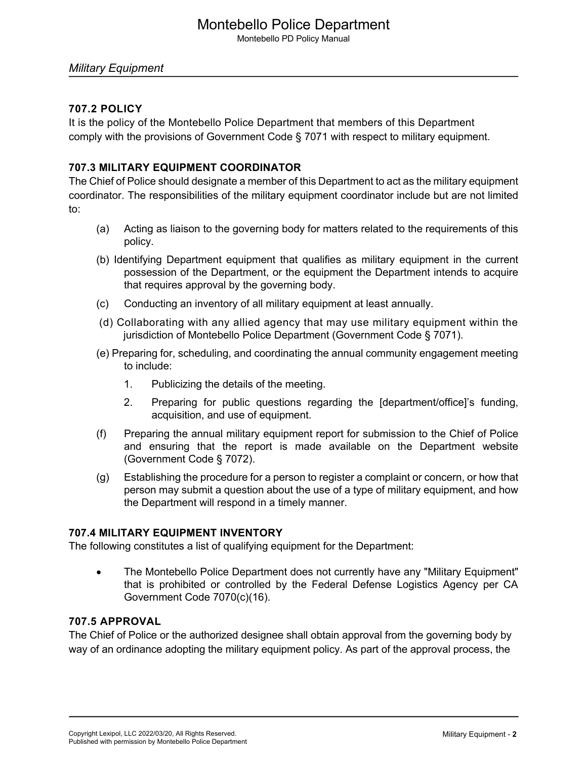## 707.2 POLICY

It is the policy of the Montebello Police Department that members of this Department comply with the provisions of Government Code § 7071 with respect to military equipment.

## 707.3 MILITARY EQUIPMENT COORDINATOR

The Chief of Police should designate a member of this Department to act as the military equipment coordinator. The responsibilities of the military equipment coordinator include but are not limited to:

(a) Acting as liaison to the governing body for matters related to the requirements of this policy.

(b) Identifying Department equipment that qualifies as military equipment in the current possession of the Department, or the equipment the Department intends to acquire that requires approval by the governing body.

(c) Conducting an inventory of all military equipment at least annually.

(d) Collaborating with any allied agency that may use military equipment within the jurisdiction of Montebello Police Department (Government Code § 7071).

(e) Preparing for, scheduling, and coordinating the annual community engagement meeting to include:

1. Publicizing the details of the meeting.
2. Preparing for public questions regarding the [department/office]'s funding, acquisition, and use of equipment.

(f) Preparing the annual military equipment report for submission to the Chief of Police and ensuring that the report is made available on the Department website (Government Code § 7072).

(g) Establishing the procedure for a person to register a complaint or concern, or how that person may submit a question about the use of a type of military equipment, and how the Department will respond in a timely manner.

## 707.4 MILITARY EQUIPMENT INVENTORY

The following constitutes a list of qualifying equipment for the Department:

- The Montebello Police Department does not currently have any "Military Equipment" that is prohibited or controlled by the Federal Defense Logistics Agency per CA Government Code 7070(c)(16).

## 707.5 APPROVAL

The Chief of Police or the authorized designee shall obtain approval from the governing body by way of an ordinance adopting the military equipment policy. As part of the approval process, the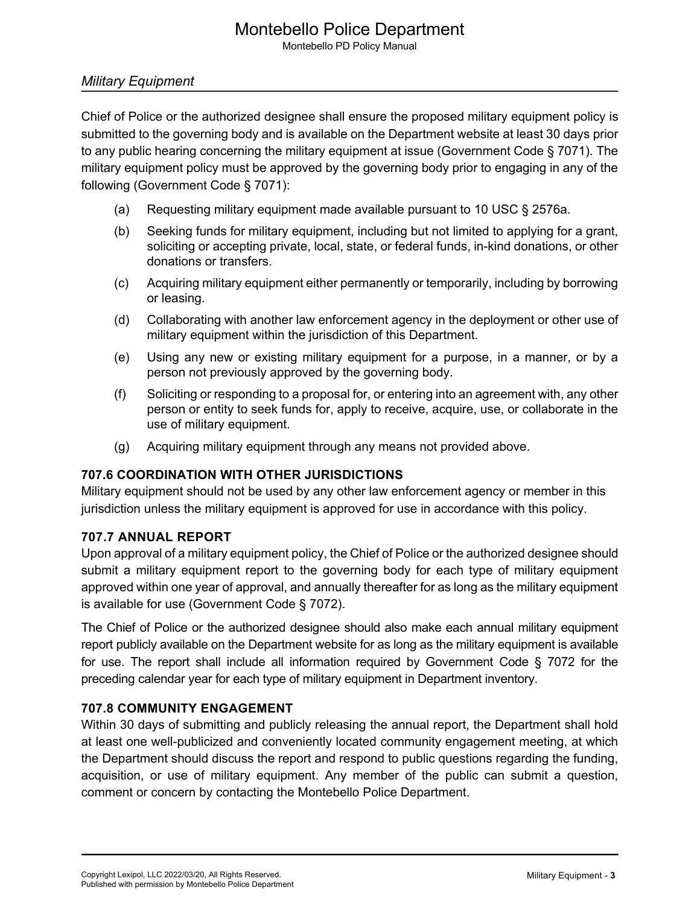## Military Equipment

Chief of Police or the authorized designee shall ensure the proposed military equipment policy is submitted to the governing body and is available on the Department website at least 30 days prior to any public hearing concerning the military equipment at issue (Government Code § 7071). The military equipment policy must be approved by the governing body prior to engaging in any of the following (Government Code § 7071):

(a) Requesting military equipment made available pursuant to 10 USC § 2576a.

(b) Seeking funds for military equipment, including but not limited to applying for a grant, soliciting or accepting private, local, state, or federal funds, in-kind donations, or other donations or transfers.

(c) Acquiring military equipment either permanently or temporarily, including by borrowing or leasing.

(d) Collaborating with another law enforcement agency in the deployment or other use of military equipment within the jurisdiction of this Department.

(e) Using any new or existing military equipment for a purpose, in a manner, or by a person not previously approved by the governing body.

(f) Soliciting or responding to a proposal for, or entering into an agreement with, any other person or entity to seek funds for, apply to receive, acquire, use, or collaborate in the use of military equipment.

(g) Acquiring military equipment through any means not provided above.

### 707.6 COORDINATION WITH OTHER JURISDICTIONS

Military equipment should not be used by any other law enforcement agency or member in this jurisdiction unless the military equipment is approved for use in accordance with this policy.

### 707.7 ANNUAL REPORT

Upon approval of a military equipment policy, the Chief of Police or the authorized designee should submit a military equipment report to the governing body for each type of military equipment approved within one year of approval, and annually thereafter for as long as the military equipment is available for use (Government Code § 7072).

The Chief of Police or the authorized designee should also make each annual military equipment report publicly available on the Department website for as long as the military equipment is available for use. The report shall include all information required by Government Code § 7072 for the preceding calendar year for each type of military equipment in Department inventory.

### 707.8 COMMUNITY ENGAGEMENT

Within 30 days of submitting and publicly releasing the annual report, the Department shall hold at least one well-publicized and conveniently located community engagement meeting, at which the Department should discuss the report and respond to public questions regarding the funding, acquisition, or use of military equipment. Any member of the public can submit a question, comment or concern by contacting the Montebello Police Department.